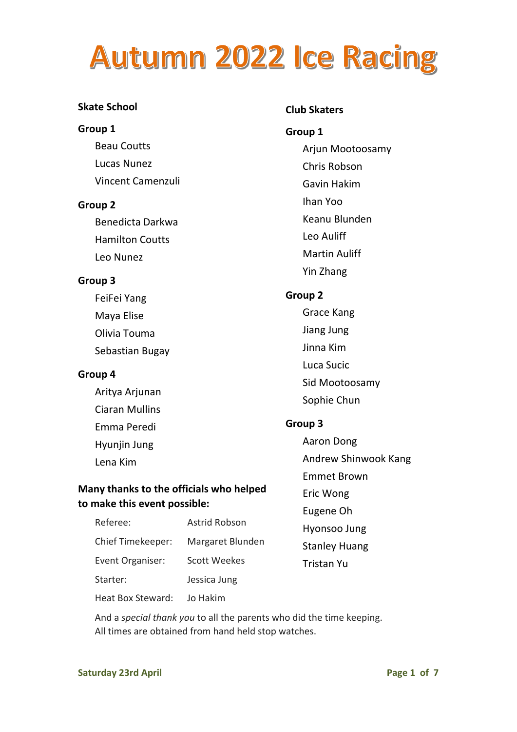# Autumn 2022 Ice Racing

## Skate School

### Group 1

- Beau Coutts
- Lucas Nunez
- Vincent Camenzuli

### Group 2

- Benedicta Darkwa
- Hamilton Coutts
- Leo Nunez

### Group 3

- FeiFei Yang
- Maya Elise
- Olivia Touma
- Sebastian Bugay

### Group 4

- Aritya Arjunan
- Ciaran Mullins
- Emma Peredi
- Hyunjin Jung
- Lena Kim

## Club Skaters

### Group 1

- Arjun Mootoosamy
- Chris Robson
- Gavin Hakim
- Ihan Yoo
- Keanu Blunden
- Leo Auliff
- Martin Auliff
- Yin Zhang

### Group 2

- Grace Kang
- Jiang Jung
- Jinna Kim
- Luca Sucic
- Sid Mootoosamy
- Sophie Chun

### Group 3

- Aaron Dong
- Andrew Shinwook Kang
- Emmet Brown
- Eric Wong
- Eugene Oh
- Hyonsoo Jung
- Stanley Huang
- Tristan Yu

**Many thanks to the officials who helped to make this event possible:**

| | |
|---|---|
| Referee: | Astrid Robson |
| Chief Timekeeper: | Margaret Blunden |
| Event Organiser: | Scott Weekes |
| Starter: | Jessica Jung |
| Heat Box Steward: | Jo Hakim |

And a *special thank you* to all the parents who did the time keeping.
All times are obtained from hand held stop watches.

Saturday 23rd April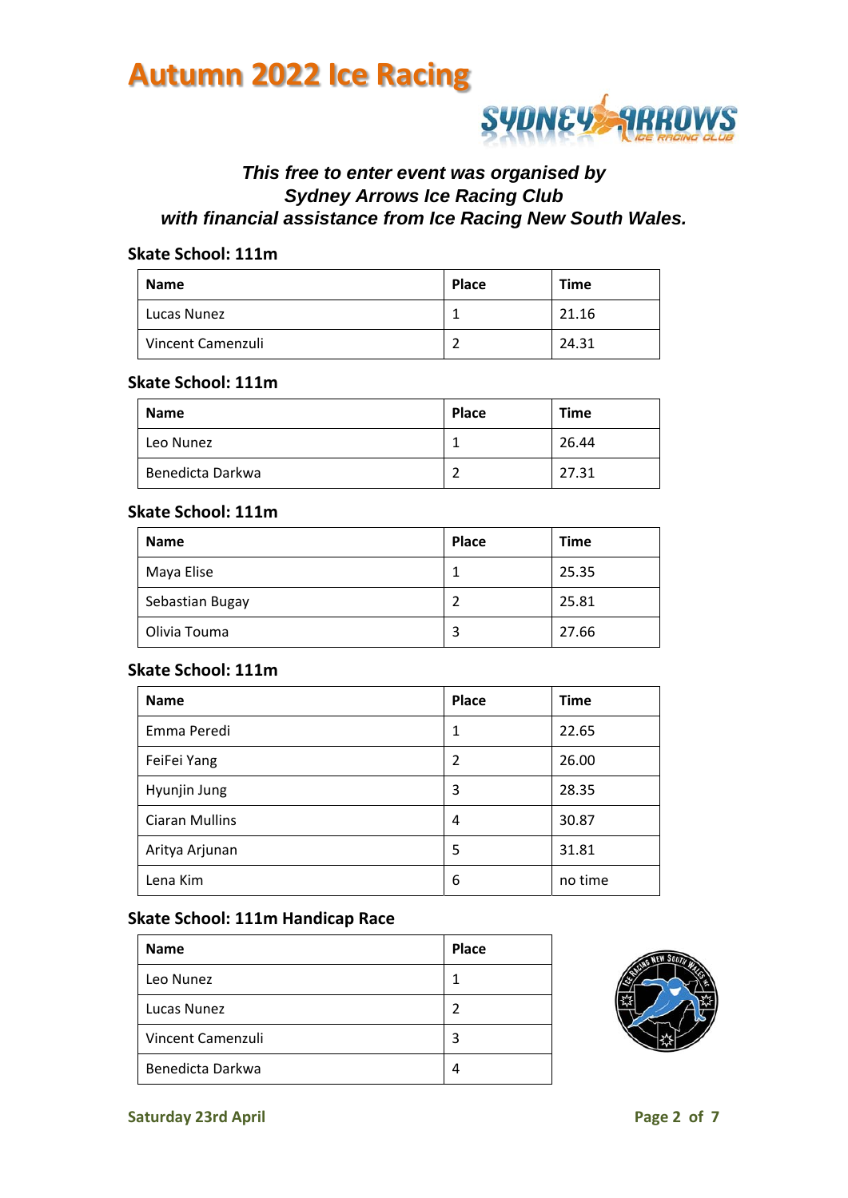# Autumn 2022 Ice Racing

***This free to enter event was organised by Sydney Arrows Ice Racing Club with financial assistance from Ice Racing New South Wales.***

### Skate School: 111m

| Name | Place | Time |
|---|---|---|
| Lucas Nunez | 1 | 21.16 |
| Vincent Camenzuli | 2 | 24.31 |

### Skate School: 111m

| Name | Place | Time |
|---|---|---|
| Leo Nunez | 1 | 26.44 |
| Benedicta Darkwa | 2 | 27.31 |

### Skate School: 111m

| Name | Place | Time |
|---|---|---|
| Maya Elise | 1 | 25.35 |
| Sebastian Bugay | 2 | 25.81 |
| Olivia Touma | 3 | 27.66 |

### Skate School: 111m

| Name | Place | Time |
|---|---|---|
| Emma Peredi | 1 | 22.65 |
| FeiFei Yang | 2 | 26.00 |
| Hyunjin Jung | 3 | 28.35 |
| Ciaran Mullins | 4 | 30.87 |
| Aritya Arjunan | 5 | 31.81 |
| Lena Kim | 6 | no time |

### Skate School: 111m Handicap Race

| Name | Place |
|---|---|
| Leo Nunez | 1 |
| Lucas Nunez | 2 |
| Vincent Camenzuli | 3 |
| Benedicta Darkwa | 4 |

Saturday 23rd April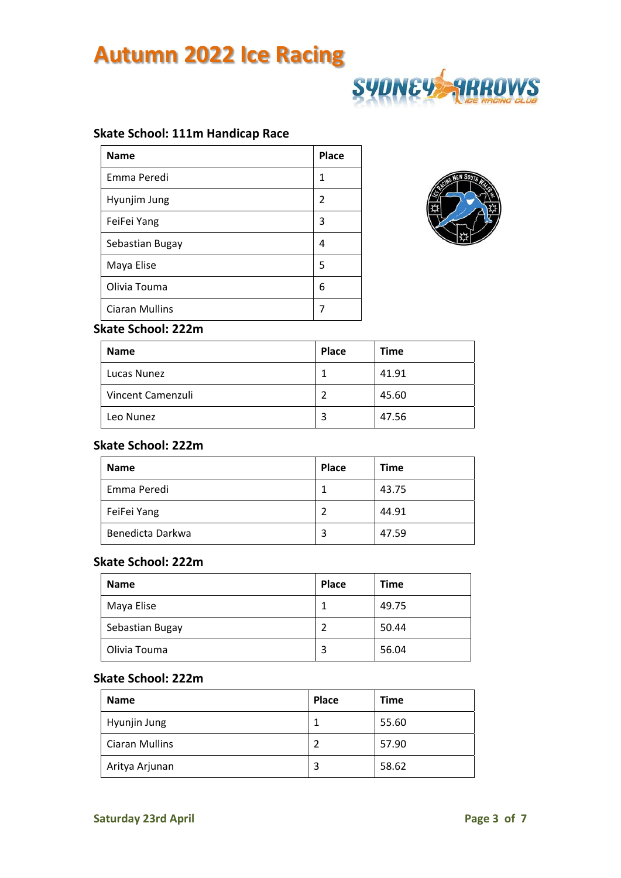# Autumn 2022 Ice Racing

### Skate School: 111m Handicap Race

| Name | Place |
|---|---|
| Emma Peredi | 1 |
| Hyunjim Jung | 2 |
| FeiFei Yang | 3 |
| Sebastian Bugay | 4 |
| Maya Elise | 5 |
| Olivia Touma | 6 |
| Ciaran Mullins | 7 |

### Skate School: 222m

| Name | Place | Time |
|---|---|---|
| Lucas Nunez | 1 | 41.91 |
| Vincent Camenzuli | 2 | 45.60 |
| Leo Nunez | 3 | 47.56 |

### Skate School: 222m

| Name | Place | Time |
|---|---|---|
| Emma Peredi | 1 | 43.75 |
| FeiFei Yang | 2 | 44.91 |
| Benedicta Darkwa | 3 | 47.59 |

### Skate School: 222m

| Name | Place | Time |
|---|---|---|
| Maya Elise | 1 | 49.75 |
| Sebastian Bugay | 2 | 50.44 |
| Olivia Touma | 3 | 56.04 |

### Skate School: 222m

| Name | Place | Time |
|---|---|---|
| Hyunjin Jung | 1 | 55.60 |
| Ciaran Mullins | 2 | 57.90 |
| Aritya Arjunan | 3 | 58.62 |

Saturday 23rd April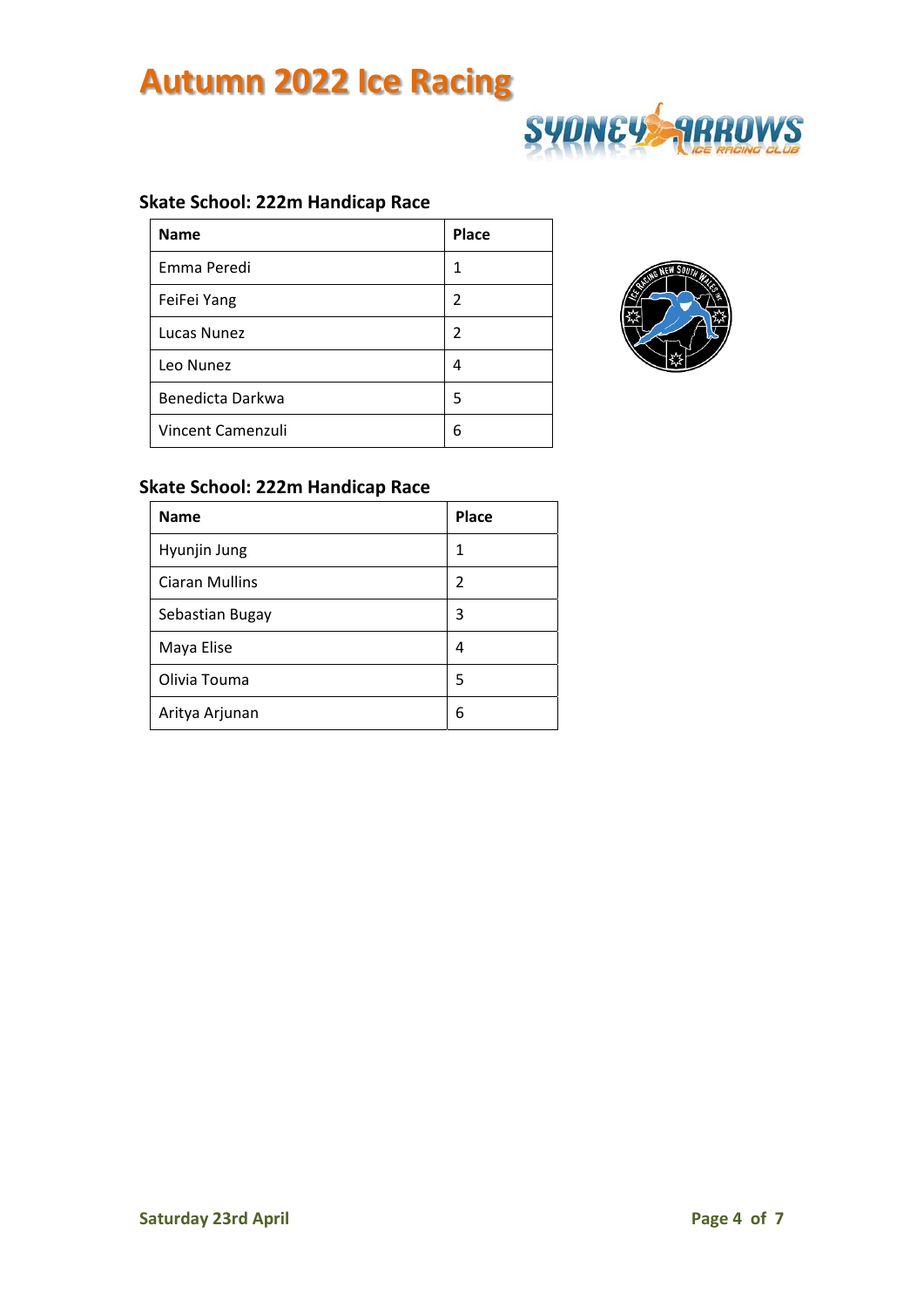# Autumn 2022 Ice Racing

### Skate School: 222m Handicap Race

| Name | Place |
|---|---|
| Emma Peredi | 1 |
| FeiFei Yang | 2 |
| Lucas Nunez | 2 |
| Leo Nunez | 4 |
| Benedicta Darkwa | 5 |
| Vincent Camenzuli | 6 |

### Skate School: 222m Handicap Race

| Name | Place |
|---|---|
| Hyunjin Jung | 1 |
| Ciaran Mullins | 2 |
| Sebastian Bugay | 3 |
| Maya Elise | 4 |
| Olivia Touma | 5 |
| Aritya Arjunan | 6 |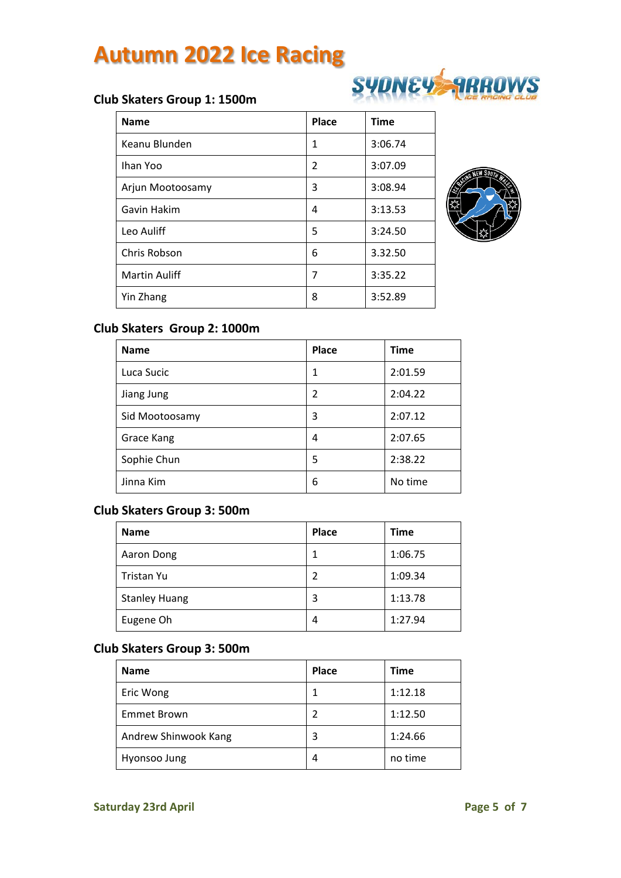# Autumn 2022 Ice Racing

### Club Skaters Group 1: 1500m

| Name | Place | Time |
| --- | --- | --- |
| Keanu Blunden | 1 | 3:06.74 |
| Ihan Yoo | 2 | 3:07.09 |
| Arjun Mootoosamy | 3 | 3:08.94 |
| Gavin Hakim | 4 | 3:13.53 |
| Leo Auliff | 5 | 3:24.50 |
| Chris Robson | 6 | 3.32.50 |
| Martin Auliff | 7 | 3:35.22 |
| Yin Zhang | 8 | 3:52.89 |

### Club Skaters Group 2: 1000m

| Name | Place | Time |
| --- | --- | --- |
| Luca Sucic | 1 | 2:01.59 |
| Jiang Jung | 2 | 2:04.22 |
| Sid Mootoosamy | 3 | 2:07.12 |
| Grace Kang | 4 | 2:07.65 |
| Sophie Chun | 5 | 2:38.22 |
| Jinna Kim | 6 | No time |

### Club Skaters Group 3: 500m

| Name | Place | Time |
| --- | --- | --- |
| Aaron Dong | 1 | 1:06.75 |
| Tristan Yu | 2 | 1:09.34 |
| Stanley Huang | 3 | 1:13.78 |
| Eugene Oh | 4 | 1:27.94 |

### Club Skaters Group 3: 500m

| Name | Place | Time |
| --- | --- | --- |
| Eric Wong | 1 | 1:12.18 |
| Emmet Brown | 2 | 1:12.50 |
| Andrew Shinwook Kang | 3 | 1:24.66 |
| Hyonsoo Jung | 4 | no time |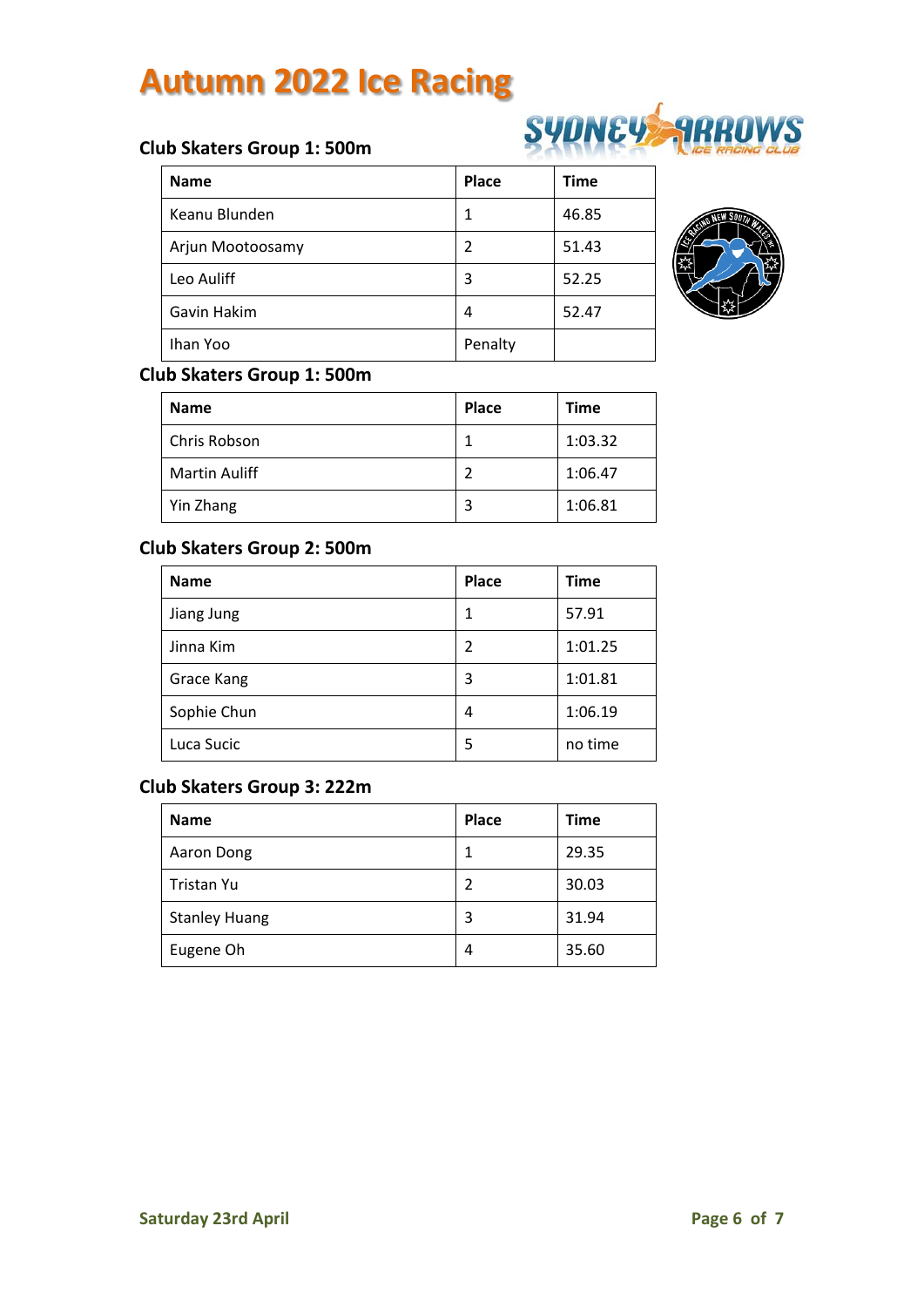# Autumn 2022 Ice Racing

### Club Skaters Group 1: 500m

| Name | Place | Time |
|---|---|---|
| Keanu Blunden | 1 | 46.85 |
| Arjun Mootoosamy | 2 | 51.43 |
| Leo Auliff | 3 | 52.25 |
| Gavin Hakim | 4 | 52.47 |
| Ihan Yoo | Penalty | |

### Club Skaters Group 1: 500m

| Name | Place | Time |
|---|---|---|
| Chris Robson | 1 | 1:03.32 |
| Martin Auliff | 2 | 1:06.47 |
| Yin Zhang | 3 | 1:06.81 |

### Club Skaters Group 2: 500m

| Name | Place | Time |
|---|---|---|
| Jiang Jung | 1 | 57.91 |
| Jinna Kim | 2 | 1:01.25 |
| Grace Kang | 3 | 1:01.81 |
| Sophie Chun | 4 | 1:06.19 |
| Luca Sucic | 5 | no time |

### Club Skaters Group 3: 222m

| Name | Place | Time |
|---|---|---|
| Aaron Dong | 1 | 29.35 |
| Tristan Yu | 2 | 30.03 |
| Stanley Huang | 3 | 31.94 |
| Eugene Oh | 4 | 35.60 |

Saturday 23rd April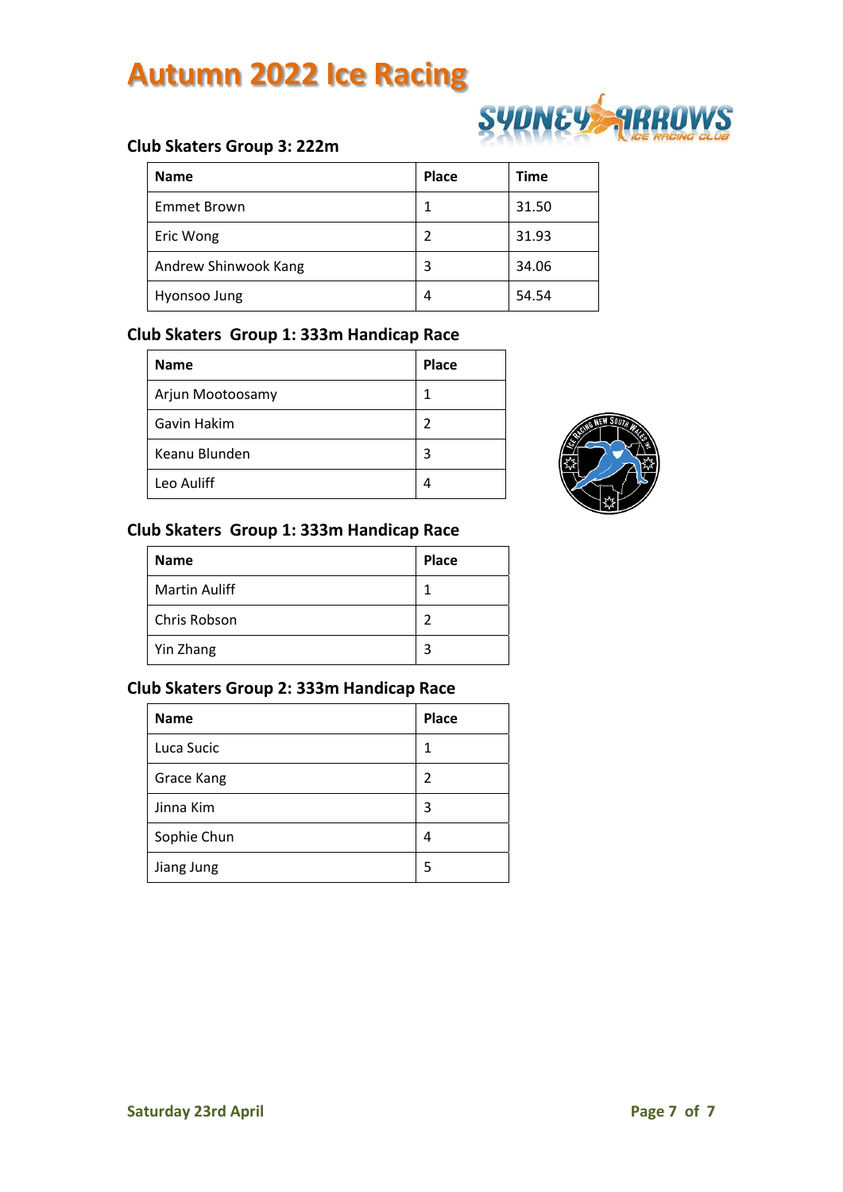# Autumn 2022 Ice Racing

### Club Skaters Group 3: 222m

| Name | Place | Time |
|---|---|---|
| Emmet Brown | 1 | 31.50 |
| Eric Wong | 2 | 31.93 |
| Andrew Shinwook Kang | 3 | 34.06 |
| Hyonsoo Jung | 4 | 54.54 |

### Club Skaters Group 1: 333m Handicap Race

| Name | Place |
|---|---|
| Arjun Mootoosamy | 1 |
| Gavin Hakim | 2 |
| Keanu Blunden | 3 |
| Leo Auliff | 4 |

### Club Skaters Group 1: 333m Handicap Race

| Name | Place |
|---|---|
| Martin Auliff | 1 |
| Chris Robson | 2 |
| Yin Zhang | 3 |

### Club Skaters Group 2: 333m Handicap Race

| Name | Place |
|---|---|
| Luca Sucic | 1 |
| Grace Kang | 2 |
| Jinna Kim | 3 |
| Sophie Chun | 4 |
| Jiang Jung | 5 |

Saturday 23rd April